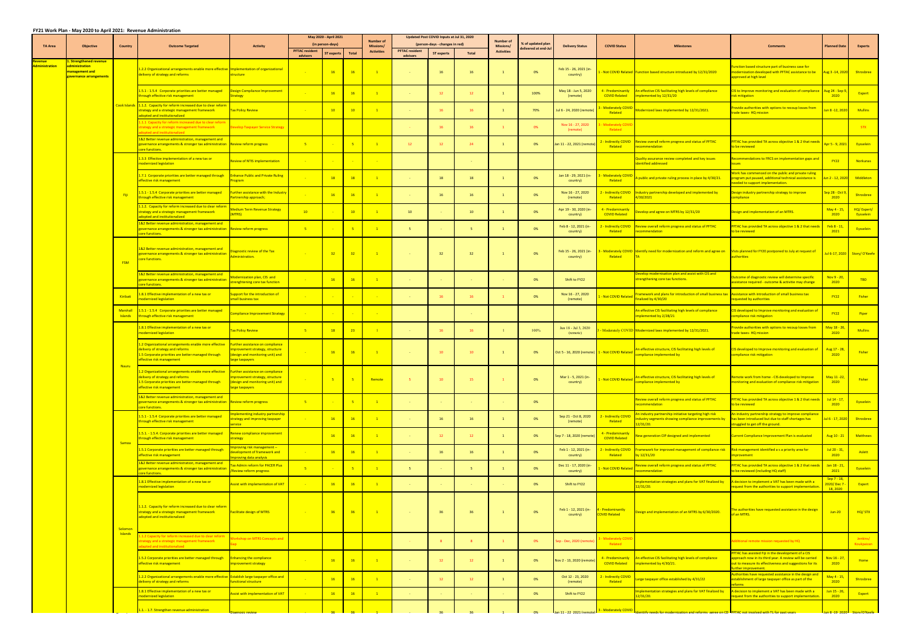# FY21 Work Plan - May 2020 to April 2021: Revenue Administration

| TA Area | Objective | Country | Outcome Targeted | Activity | May 2020 - April 2021 (in person-days) | | | Number of Missions/ Activities | Updated Post COVID Inputs at Jul 31, 2020 (person-days - changes in red) | | | Number of Missions/ Activities | % of updated plan delivered at end-Jul | Delivery Status | COVID Status | Milestones | Comments | Planned Date | Experts |
|---|---|---|---|---|---|---|---|---|---|---|---|---|---|---|---|---|---|---|---|
| | | | | | PFTAC resident advisors | ST experts | Total | | PFTAC resident advisors | ST experts | Total | | | | | | | | |
| Revenue Administration | 1. Strengthened revenue administration management and governance arrangements | Cook Islands | 1.2.2 Organizational arrangements enable more effective delivery of strategy and reforms | Implementation of organizational structure | - | 16 | 16 | 1 | - | 16 | 16 | 1 | 0% | Feb 15 - 26, 2021 (in-country) | 1 - Not COVID Related | Function based structure introduced by 12/31/2020 | Function based structure part of business case for modernization developed with PFTAC assistance to be approved at high level | Aug 3 -14, 2020 | Shrosbree |
| | | | 1.5.1 - 1.5.4 Corporate priorities are better managed through effective risk management | Design Compliance Improvement Strategy | - | 16 | 16 | 1 | - | 12 | 12 | 1 | 100% | May 18 - Jun 5, 2020 (remote) | 4 - Predominantly COVID Related | An effective CIS facilitating high levels of compliance implemented by 12/31/20 | CIS to Improve monitoring and evaluation of compliance risk mitigation | Aug 24 - Sep 9, 2020 | Expert |
| | | | 1.1.2. Capacity for reform increased due to clear reform strategy and a strategic management framework adopted and institutionalized | Tax Policy Review | - | 10 | 10 | 1 | - | 16 | 16 | 1 | 70% | Jul 6 - 24, 2020 (remote) | 3 - Moderately COVID Related | Modernized laws implemented by 12/31/2021. | Provide authorities with options to recoup losses from trade taxes- HQ mission | Jun 8 -12, 2020 | Mullins |
| | | | 1.1.1 Capacity for reform increased due to clear reform strategy and a strategic management framework adopted and institutionalized | Develop Taxpayer Service Strategy | | | | | - | 16 | 16 | 1 | 0% | Nov 16 - 27, 2020 (remote) | 3 - Moderately COVID Related | | | | STX |
| | | | 1&2 Better revenue administration, management and governance arrangements & stronger tax administration core functions. | Review reform progress | 5 | - | 5 | 1 | 12 | 12 | 24 | 1 | 0% | Jan 11 - 22, 2021 (remote) | 2 - Indirectly COVID Related | Review overall reform progress and status of PFTAC recommendation | PFTAC has provided TA across objective 1 & 2 that needs to be reviewed | Apr 5 - 9, 2021 | Eysselein |
| | | Fiji | 1.3.3 Effective implementation of a new tax or modernized legislation | Review of NTIS implementation | - | - | - | - | | | - | | | | | Quality assurance review completed and key issues identified addressed | Recommendations to FRCS on implementation gaps and issues | FY22 | Norkunas |
| | | | 1.7.1 Corporate priorities are better managed through effective risk management | Enhance Public and Private Ruling Program | - | 18 | 18 | 1 | - | 18 | 18 | 1 | 0% | Jan 18 - 29, 2021 (in-country) | 3 - Moderately COVID Related | A public and private ruling process in place by 4/30/21. | Work has commenced on the public and private ruling program put paused, additional technical assistance is needed to support implementation. | Jun 2 - 12, 2020 | Middleton |
| | | | 1.5.1 - 1.5.4 Corporate priorities are better managed through effective risk management | Further assistance with the Industry Partnership approach; | - | 16 | 16 | 1 | - | 16 | 16 | 1 | 0% | Nov 16 - 27, 2020 (remote) | 2 - Indirectly COVID Related | Industry partnership developed and implemented by 4/30/2021 | Design industry partnership strategy to improve compliance | Sep 28 - Oct 9, 2020 | Shrosbree |
| | | | 1.1.2. Capacity for reform increased due to clear reform strategy and a strategic management framework adopted and institutionalized | Medium Term Revenue Strategy (MTRS) | 10 | - | 10 | 1 | 10 | - | 10 | 1 | 0% | Apr 19 - 30, 2021 (in-country) | 4 - Predominantly COVID Related | Develop and agree on MTRS by 12/31/20 | Design and implementation of an MTRS. | May 4 - 15, 2020 | HQ/ Expert/ Eysselein |
| | | | 1&2 Better revenue administration, management and governance arrangements & stronger tax administration core functions. | Review reform progress | 5 | - | 5 | 1 | 5 | - | 5 | 1 | 0% | Feb 8 - 12, 2021 (in-country) | 2 - Indirectly COVID Related | Review overall reform progress and status of PFTAC recommendation | PFTAC has provided TA across objective 1 & 2 that needs to be reviewed | Feb 8 - 11, 2021 | Eysselein |
| | | FSM | 1&2 Better revenue administration, management and governance arrangements & stronger tax administration core functions. | Diagnostic review of the Tax Administration. | - | 32 | 32 | 1 | - | 32 | 32 | 1 | 0% | Feb 15 - 26, 2021 (in-country) | 3 - Moderately COVID Related | Identify need for modernization and reform and agree on TA | Visits planned for FY20 postponed to July at request of authorities | Jul 6-17, 2020 | Story/ O'Keefe |
| | | | 1&2 Better revenue administration, management and governance arrangements & stronger tax administration core functions. | Modernization plan, CIS and strenghtening core tax function | - | 16 | 16 | 1 | - | - | - | - | 0% | Shift to FY22 | | Develop modernization plan and assist with CIS and strengthening core tax functions. | Outcome of diagnostic review will determine specific assistance required - outcome & activitie may change | Nov 9 - 20, 2020 | TBD |
| | | Kiribati | 1.8.1 Effective implementation of a new tax or modernized legislation | Support for the introduction of small business tax | - | - | - | - | - | 16 | 16 | 1 | 0% | Nov 16 - 27, 2020 (remote) | 1 - Not COVID Related | Framework and plans for introduction of small business tax finalized by 4/30/20 | Assistance with introduction of small business tax requested by authorities | FY22 | Fisher |
| | | Marshall Islands | 1.5.1 - 1.5.4 Corporate priorities are better managed through effective risk management | Compliance Improvement Strategy | - | - | - | - | | | - | | | | | An effective CIS facilitating high levels of compliance implemented by 2/28/21 | CIS developed to Improve monitoring and evaluation of compliance risk mitigation | FY22 | Piper |
| | | Nauru | 1.8.1 Effective implementation of a new tax or modernized legislation | Tax Policy Review | 5 | 18 | 23 | 1 | - | 16 | 16 | 1 | 100% | Jun 18 - Jul 3, 2020 (remote) | 3 - Moderately COVID Related | Modernized laws implemented by 12/31/2021. | Provide authorities with options to recoup losses from trade taxes- HQ mission | May 18 - 26, 2020 | Mullins |
| | | | 1.2 Organizational arrangements enable more effective delivery of strategy and reforms 1.5 Corporate priorities are better managed through effective risk management | Further assistance on compliance improvement strategy, structure (design and monitoring unit) and large taxpayers | - | 16 | 16 | 1 | - | 10 | 10 | 1 | 0% | Oct 5 - 16, 2020 (remote) | 1 - Not COVID Related | An effective structure, CIS facilitating high levels of compliance implemented by | CIS developed to Improve monitoring and evaluation of compliance risk mitigation | Aug 17 - 28, 2020 | Fisher |
| | | | 1.2 Organizational arrangements enable more effective delivery of strategy and reforms 1.5 Corporate priorities are better managed through effective risk management | Further assistance on compliance improvement strategy, structure (design and monitoring unit) and large taxpayers | - | 5 | 5 | Remote | 5 | 10 | 15 | 1 | 0% | Mar 1 - 5, 2021 (in-country) | 1 - Not COVID Related | An effective structure, CIS facilitating high levels of compliance implemented by | Remote work from home - CIS developed to Improve monitoring and evaluation of compliance risk mitigation | May 11 - 22, 2020 | Fisher |
| | | | 1&2 Better revenue administration, management and governance arrangements & stronger tax administration core functions. | Review reform progress | 5 | - | 5 | 1 | - | - | - | - | 0% | | | Review overall reform progress and status of PFTAC recommendation | PFTAC has provided TA across objective 1 & 2 that needs to be reviewed | Jul 14 - 17, 2020 | Eysselein |
| | | Samoa | 1.5.1 - 1.5.4 Corporate priorities are better managed through effective risk management | Implementing industry partnership strategy and improving taxpayer service | - | 16 | 16 | 1 | - | 16 | 16 | 1 | 0% | Sep 21 - Oct 8, 2020 (remote) | 2 - Indirectly COVID Related | An industry partnership initiative targeting high risk industry segments showing compliance improvements by 12/31/20. | An industry partnership strategy to improve compliance has been introduced but due to staff shortages has struggled to get off the ground. | Jul 6 - 17, 2020 | Shrosbree |
| | | | 1.5.1. - 1.5.4. Corporate priorities are better managed through effective risk management | Renew compliance improvement strategy | - | 16 | 16 | 1 | - | 12 | 12 | 1 | 0% | Sep 7 - 18, 2020 (remote) | 4 - Predominantly COVID Related | New generation CIP designed and implemented | Current Compliance Improvement Plan is evaluated | Aug 10 - 21 | Matthews |
| | | | 1.5.1 Corporate priorities are better managed through effective risk management | Improving risk management – development of framework and improving data analysis | - | 16 | 16 | 1 | - | 16 | 16 | 1 | 0% | Feb 1 - 12, 2021 (in-country) | 2 - Indirectly COVID Related | Framework for improved management of compliance risk by 12/31/20 | Risk management identified a s a priority area for improvement | Jul 20 - 31, 2020 | Aslett |
| | | | 1&2 Better revenue administration, management and governance arrangements & stronger tax administration core functions. | Tax Admin reform for PACER Plus /Review reform progress | 5 | - | 5 | 1 | 5 | - | 5 | 1 | 0% | Dec 11 - 17, 2020 (in-country) | 1 - Not COVID Related | Review overall reform progress and status of PFTAC recommendation | PFTAC has provided TA across objective 1 & 2 that needs to be reviewed (including HQ staff) | Jan 18 - 21, 2021 | Eysselein |
| | | Solomon Islands | 1.8.1 Effective implementation of a new tax or modernized legislation | Assist with implementation of VAT | - | 16 | 16 | 1 | - | - | - | - | 0% | Shift to FY22 | | Implementation strategies and plans for VAT finalized by 12/31/20. | A decision to implement a VAT has been made with a request from the authorities to support implementation. | Sep 7 - 18, 2020/ Dec 7 - 18, 2020 | Expert |
| | | | 1.1.2. Capacity for reform increased due to clear reform strategy and a strategic management framework adopted and institutionalized | Facilitate design of MTRS | - | 36 | 36 | 1 | - | 36 | 36 | 1 | 0% | Feb 1 - 12, 2021 (in-country) | 4 - Predominantly COVID Related | Design and implementation of an MTRS by 6/30/2020. | The authorities have requested assistance in the design of an MTRS. | Jun-20 | HQ/ STX |
| | | | 1.1.2 Capacity for reform increased due to clear reform strategy and a strategic management framework adopted and institutionalized | Workshop on MTRS Concepts and Gap | | | | | - | 8 | 8 | 1 | 0% | Sep - Dec, 2020 (remote) | 3 - Moderately COVID Related | | Additional remote mission requested by HQ | | Jenkins/ Koukpaizan |
| | | | 1.5.2 Corporate priorities are better managed through effective risk management | Enhancing the compliance improvement strategy | - | 16 | 16 | 1 | - | 12 | 12 | 1 | 0% | Nov 2 - 13, 2020 (remote) | 4 - Predominantly COVID Related | An effective CIS facilitating high levels of compliance implemented by 4/30/21. | PFTAC has assisted Fiji in the development of a CIS approach now in its third year. A review will be carried out to measure its effectiveness and suggestions for its further improvement. | Nov 16 - 27, 2020 | Home |
| | | | 1.2.2 Organizational arrangements enable more effective delivery of strategy and reforms | Establish large taxpayer office and functional structure | - | 16 | 16 | 1 | - | 12 | 12 | 1 | 0% | Oct 12 - 23, 2020 (remote) | 2 - Indirectly COVID Related | Large taxpayer office established by 4/31/22 | Authorities have requested assistance in the design and establishment of large taxpayer office as part of the reforms | May 4 - 15, 2020 | Shrosbree |
| | | | 1.8.1 Effective implementation of a new tax or modernized legislation | Assist with implementation of VAT | - | 16 | 16 | 1 | - | - | - | - | 0% | Shift to FY22 | | Implementation strategies and plans for VAT finalized by 12/31/20. | A decision to implement a VAT has been made with a request from the authorities to support implementation. | Jun 15 - 26, 2020 | Expert |
| | | | 1.1. - 1.7. Strengthen revenue administration | Diagnostic review | - | 36 | 36 | 1 | - | 36 | 36 | 1 | 0% | Jan 11 - 22, 2021 (remote) | 3 - Moderately COVID | Identify needs for modernization and reforms, agree on CD | PFTAC not involved with TL for past years | Jun 8 -19, 2020 | Story/O'Keefe |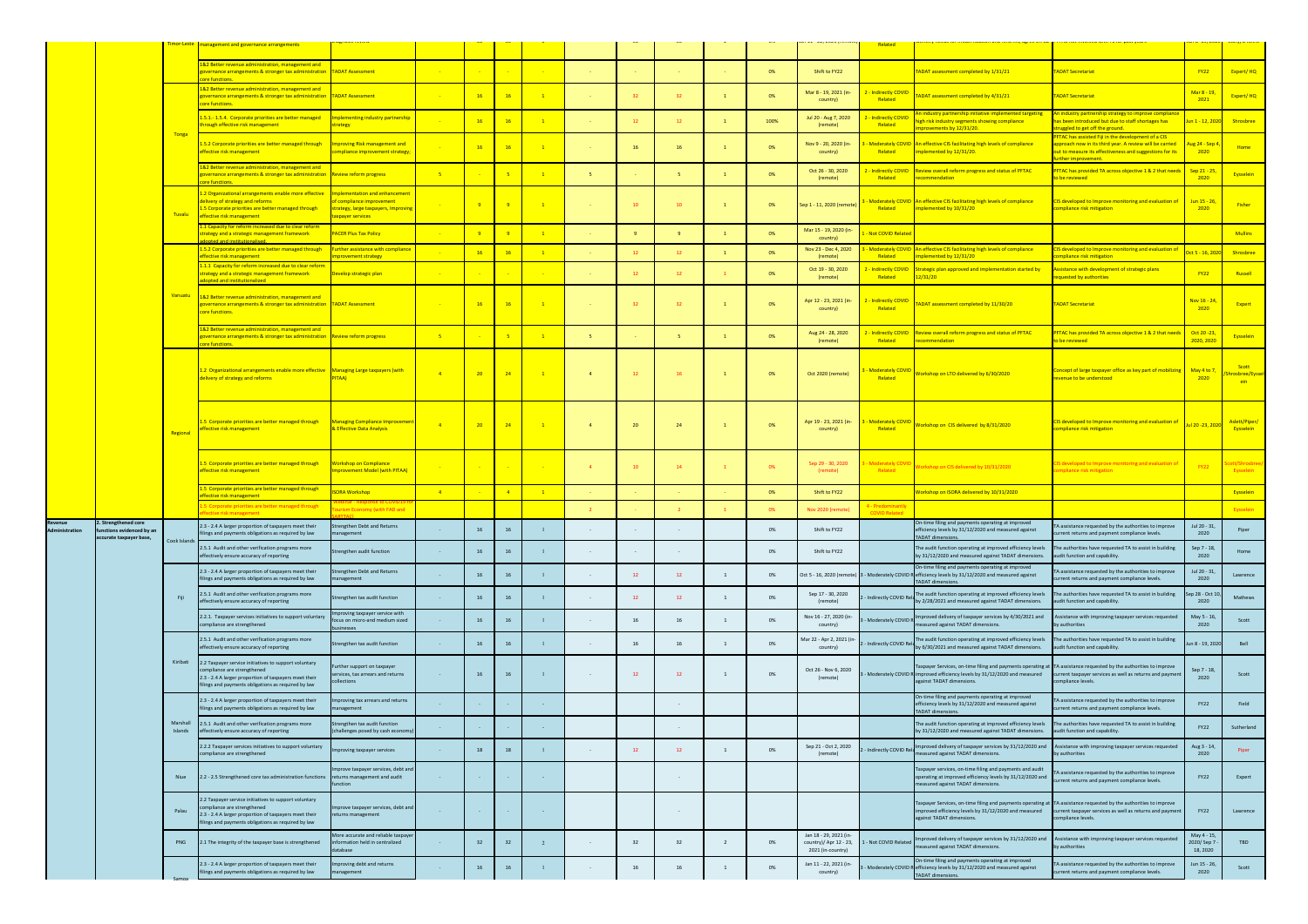| | | | | | | | | | | | | | | | | | | | |
|---|---|---|---|---|---|---|---|---|---|---|---|---|---|---|---|---|---|---|---|
| | | Timor-Leste | management and governance arrangements | | | | | | | | | | | | Related | | | | |
| | | Tonga | 1&2 Better revenue administration, management and governance arrangements & stronger tax administration core functions. | TADAT Assessment | - | - | - | - | - | - | - | - | 0% | Shift to FY22 | | TADAT assessment completed by 1/31/21 | TADAT Secretariat | FY22 | Expert/ HQ |
| | | | 1&2 Better revenue administration, management and governance arrangements & stronger tax administration core functions. | TADAT Assessment | - | 16 | 16 | 1 | - | 12 | 12 | 1 | 0% | Mar 8 - 19, 2021 (in-country) | 2 - Indirectly COVID Related | TADAT assessment completed by 4/31/21 | TADAT Secretariat | Mar 8 - 19, 2021 | Expert/ HQ |
| | | | 1.5.1.- 1.5.4. Corporate priorities are better managed through effective risk management | Implementing industry partnership strategy | - | 16 | 16 | 1 | - | 12 | 12 | 1 | 100% | Jul 20 - Aug 7, 2020 (remote) | 2 - Indirectly COVID Related | An industry partnership initiative implemented targeting high risk industry segments showing compliance improvements by 12/31/20. | An industry partnership strategy to improve compliance has been introduced but due to staff shortages has struggled to get off the ground. | Jun 1 - 12, 2020 | Shrosbree |
| | | | 1.5.2 Corporate priorities are better managed through effective risk management | Improving Risk management and compliance improvement strategy; | - | 16 | 16 | 1 | - | 16 | 16 | 1 | 0% | Nov 9 - 20, 2020 (in-country) | 3 - Moderately COVID Related | An effective CIS facilitating high levels of compliance implemented by 12/31/20. | PFTAC has assisted Fiji in the development of a CIS approach now in its third year. A review will be carried out to measure its effectiveness and suggestions for its further improvement. | Aug 24 - Sep 4, 2020 | Home |
| | | | 1&2 Better revenue administration, management and governance arrangements & stronger tax administration core functions. | Review reform progress | 5 | - | 5 | 1 | 5 | - | 5 | 1 | 0% | Oct 26 - 30, 2020 (remote) | 2 - Indirectly COVID Related | Review overall reform progress and status of PFTAC recommendation | PFTAC has provided TA across objective 1 & 2 that needs to be reviewed | Sep 21 - 25, 2020 | Eysselein |
| | | Tuvalu | 1.2 Organizational arrangements enable more effective delivery of strategy and reforms 1.5 Corporate priorities are better managed through effective risk management | Implementation and enhancement of compliance improvement strategy, large taxpayers, improving taxpayer services | - | 9 | 9 | 1 | - | 10 | 10 | 1 | 0% | Sep 1 - 11, 2020 (remote) | 3 - Moderately COVID Related | An effective CIS facilitating high levels of compliance implemented by 10/31/20 | CIS developed to improve monitoring and evaluation of compliance risk mitigation | Jun 15 - 26, 2020 | Fisher |
| | | | 1.1 Capacity for reform increased due to clear reform strategy and a strategic management framework adopted and institutionalized | PACER Plus Tax Policy | - | 9 | 9 | 1 | - | 9 | 9 | 1 | 0% | Mar 15 - 19, 2020 (in-country) | 1 - Not COVID Related | | | | Mullins |
| | | Vanuatu | 1.5.2 Corporate priorities are better managed through effective risk management | Further assistance with compliance improvement strategy | - | 16 | 16 | 1 | - | 12 | 12 | 1 | 0% | Nov 23 - Dec 4, 2020 (remote) | 3 - Moderately COVID Related | An effective CIS facilitating high levels of compliance implemented by 12/31/20 | CIS developed to improve monitoring and evaluation of compliance risk mitigation | Oct 5 - 16, 2020 | Shrosbree |
| | | | 1.1.1 Capacity for reform increased due to clear reform strategy and a strategic management framework adopted and institutionalized | Develop strategic plan | - | - | - | - | - | 12 | 12 | 1 | 0% | Oct 19 - 30, 2020 (remote) | 2 - Indirectly COVID Related | Strategic plan approved and implementation started by 12/31/20 | Assistance with development of strategic plans requested by authorities | FY22 | Russell |
| | | | 1&2 Better revenue administration, management and governance arrangements & stronger tax administration core functions. | TADAT Assessment | - | 16 | 16 | 1 | - | 12 | 12 | 1 | 0% | Apr 12 - 23, 2021 (in-country) | 2 - Indirectly COVID Related | TADAT assessment completed by 11/10/20 | TADAT Secretariat | Nov 16 - 24, 2020 | Expert |
| | | | 1&2 Better revenue administration, management and governance arrangements & stronger tax administration core functions. | Review reform progress | 5 | - | 5 | 1 | 5 | - | 5 | 1 | 0% | Aug 24 - 28, 2020 (remote) | 2 - Indirectly COVID Related | Review overall reform progress and status of PFTAC recommendation | PFTAC has provided TA across objective 1 & 2 that needs to be reviewed | Oct 20 -23, 2020, 2020 | Eysselein |
| | | Regional | 1.2 Organizational arrangements enable more effective delivery of strategy and reforms | Managing Large taxpayers (with PITAA) | 4 | 20 | 24 | 1 | 4 | 12 | 16 | 1 | 0% | Oct 2020 (remote) | 3 - Moderately COVID Related | Workshop on LTO delivered by 6/30/2020 | Concept of large taxpayer office as key part of mobilizing revenue to be understood | May 4 to 7, 2020 | Scott /Shrosbree/Eysselein |
| | | | 1.5 Corporate priorities are better managed through effective risk management | Managing Compliance Improvement & Effective Data Analysis | 4 | 20 | 24 | 1 | 4 | 20 | 24 | 1 | 0% | Apr 19 - 23, 2021 (in-country) | 3 - Moderately COVID Related | Workshop on CIS delivered by 8/31/2020 | CIS developed to improve monitoring and evaluation of compliance risk mitigation | Jul 20 -23, 2020 | Aslett/Piper/ Eysselein |
| | | | 1.5 Corporate priorities are better managed through effective risk management | Workshop on Compliance Improvement Model (with PITAA) | - | - | - | - | 4 | 10 | 14 | 1 | 0% | Sep 29 - 30, 2020 (remote) | 3 - Moderately COVID Related | Workshop on CIS delivered by 10/31/2020 | CIS developed to improve monitoring and evaluation of compliance risk mitigation | FY22 | Scott/Shrosbree/ Eysselein |
| | | | 1.5 Corporate priorities are better managed through effective risk management | ISORA Workshop | 4 | - | 4 | 1 | - | - | - | - | 0% | Shift to FY22 | | Workshop on ISORA delivered by 10/31/2020 | | | Eysselein |
| | | | 1.5 Corporate priorities are better managed through effective risk management | Webinar - response to COVID19 for Tourism Economy (with FAD and SARTTAC) | | | | | 2 | - | 2 | 1 | 0% | Nov 2020 (remote) | 4 - Predominantly COVID Related | | | | Eysselein |
| Revenue Administration | 2. Strengthened core functions evidenced by an accurate taxpayer base, | Cook Islands | 2.3 - 2.4 A larger proportion of taxpayers meet their filings and payments obligations as required by law | Strengthen Debt and Returns management | - | 16 | 16 | 1 | - | - | - | | 0% | Shift to FY22 | | On-time filing and payments operating at improved efficiency levels by 31/12/2020 and measured against TADAT dimensions. | TA assistance requested by the authorities to improve current returns and payment compliance levels. | Jul 20 - 31, 2020 | Piper |
| | | | 2.5.1 Audit and other verification programs more effectively ensure accuracy of reporting | Strengthen audit function | - | 16 | 16 | 1 | - | - | - | | 0% | Shift to FY22 | | The audit function operating at improved efficiency levels by 31/12/2020 and measured against TADAT dimensions. | The authorities have requested TA to assist in building audit function and capability. | Sep 7 - 18, 2020 | Home |
| | | Fiji | 2.3 - 2.4 A larger proportion of taxpayers meet their filings and payments obligations as required by law | Strengthen Debt and Returns management | - | 16 | 16 | 1 | - | 12 | 12 | 1 | 0% | Oct 5 - 16, 2020 (remote) | 3 - Moderately COVID R | On-time filing and payments operating at improved efficiency levels by 31/12/2020 and measured against TADAT dimensions. | TA assistance requested by the authorities to improve current returns and payment compliance levels. | Jul 20 - 31, 2020 | Lawrence |
| | | | 2.5.1 Audit and other verification programs more effectively ensure accuracy of reporting | Strengthen tax audit function | - | 16 | 16 | 1 | - | 12 | 12 | 1 | 0% | Sep 17 - 30, 2020 (remote) | 2 - Indirectly COVID Rel | The audit function operating at improved efficiency levels by 2/28/2021 and measured against TADAT dimensions. | The authorities have requested TA to assist in building audit function and capability. | Sep 28 - Oct 10, 2020 | Mathews |
| | | | 2.2.1. Taxpayer services initiatives to support voluntary compliance are strengthened | Improving taxpayer service with focus on micro-and medium sized businesses | - | 16 | 16 | 1 | - | 16 | 16 | 1 | 0% | Nov 16 - 27, 2020 (in-country) | 3 - Moderately COVID R | Improved delivery of taxpayer services by 4/30/2021 and measured against TADAT dimensions. | Assistance with improving taxpayer services requested by authorities | May 5 - 16, 2020 | Scott |
| | | Kiribati | 2.5.1 Audit and other verification programs more effectively ensure accuracy of reporting | Strengthen tax audit function | - | 16 | 16 | 1 | - | 16 | 16 | 1 | 0% | Mar 22 - Apr 2, 2021 (in-country) | 2 - Indirectly COVID Rel | The audit function operating at improved efficiency levels by 6/30/2021 and measured against TADAT dimensions. | The authorities have requested TA to assist in building audit function and capability. | Jun 8 - 19, 2020 | Bell |
| | | | 2.2 Taxpayer service initiatives to support voluntary compliance are strengthened 2.3 - 2.4 A larger proportion of taxpayers meet their filings and payments obligations as required by law | Further support on taxpayer services, tax arrears and returns collections | - | 16 | 16 | 1 | - | 12 | 12 | 1 | 0% | Oct 26 - Nov 6, 2020 (remote) | 3 - Moderately COVID R | Taxpayer Services, on-time filing and payments operating at improved efficiency levels by 31/12/2020 and measured against TADAT dimensions. | TA assistance requested by the authorities to improve current taxpayer services as well as returns and payment compliance levels. | Sep 7 - 18, 2020 | Scott |
| | | Marshall Islands | 2.3 - 2.4 A larger proportion of taxpayers meet their filings and payments obligations as required by law | Improving tax arrears and returns management | - | - | - | - | | | - | | | | | On-time filing and payments operating at improved efficiency levels by 31/12/2020 and measured against TADAT dimensions. | TA assistance requested by the authorities to improve current returns and payment compliance levels. | FY22 | Field |
| | | | 2.5.1 Audit and other verification programs more effectively ensure accuracy of reporting | Strengthen tax audit function (challenges posed by cash economy) | - | - | - | - | | | - | | | | | The audit function operating at improved efficiency levels by 31/12/2020 and measured against TADAT dimensions. | The authorities have requested TA to assist in building audit function and capability. | FY22 | Sutherland |
| | | | 2.2.2 Taxpayer services initiatives to support voluntary compliance are strengthened | Improving taxpayer services | - | 18 | 18 | 1 | - | 12 | 12 | 1 | 0% | Sep 21 - Oct 2, 2020 (remote) | 2 - Indirectly COVID Rel | Improved delivery of taxpayer services by 31/12/2020 and measured against TADAT dimensions. | Assistance with improving taxpayer services requested by authorities | Aug 3 - 14, 2020 | Piper |
| | | Niue | 2.2 - 2.5 Strengthened core tax administration functions | Improve taxpayer services, debt and returns management and audit function | - | - | - | - | | | - | | | | | Taxpayer services, on-time filing and payments and audit operating at improved efficiency levels by 31/12/2020 and measured against TADAT dimensions. | TA assistance requested by the authorities to improve current returns and payment compliance levels. | FY22 | Expert |
| | | Palau | 2.2 Taxpayer service initiatives to support voluntary compliance are strengthened 2.3 - 2.4 A larger proportion of taxpayers meet their filings and payments obligations as required by law | Improve taxpayer services, debt and returns management | - | - | - | - | | | - | | | | | Taxpayer Services, on-time filing and payments operating at improved efficiency levels by 31/12/2020 and measured against TADAT dimensions. | TA assistance requested by the authorities to improve current taxpayer services as well as returns and payment compliance levels. | FY22 | Lawrence |
| | | PNG | 2.1 The integrity of the taxpayer base is strengthened | More accurate and reliable taxpayer information held in centralized database | - | 32 | 32 | 2 | - | 32 | 32 | 2 | 0% | Jan 18 - 29, 2021 (in-country)/ Apr 12 - 23, 2021 (in-country) | 1 - Not COVID Related | Improved delivery of taxpayer services by 31/12/2020 and measured against TADAT dimensions. | Assistance with improving taxpayer services requested by authorities | May 4 - 15, 2020/ Sep 7 - 18, 2020 | TBD |
| | | Samoa | 2.3 - 2.4 A larger proportion of taxpayers meet their filings and payments obligations as required by law | Improving debt and returns management | - | 16 | 16 | 1 | - | 16 | 16 | 1 | 0% | Jan 11 - 22, 2021 (in-country) | 3 - Moderately COVID R | On-time filing and payments operating at improved efficiency levels by 31/12/2020 and measured against TADAT dimensions. | TA assistance requested by the authorities to improve current returns and payment compliance levels. | Jun 15 - 26, 2020 | Scott |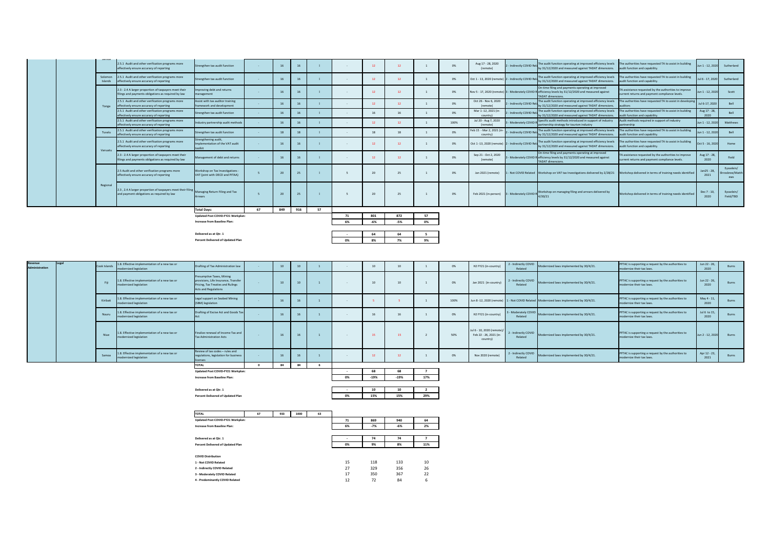| | | | | | | | | | | | | | | | | | | |
|---|---|---|---|---|---|---|---|---|---|---|---|---|---|---|---|---|---|---|
| | | Samoa | 2.5.1 Audit and other verification programs more effectively ensure accuracy of reporting | Strengthen tax audit function | - | 16 | 16 | 1 | - | 12 | 12 | 1 | 0% | Aug 17 - 28, 2020 (remote) | 2 - Indirectly COVID Related | The audit function operating at improved efficiency levels by 31/12/2020 and measured against TADAT dimensions. | The authorities have requested TA to assist in building audit function and capability. | Jun 1 - 12, 2020 | Sutherland |
| | | Solomon Islands | 2.5.1 Audit and other verification programs more effectively ensure accuracy of reporting | Strengthen tax audit function | - | 16 | 16 | 1 | - | 12 | 12 | 1 | 0% | Oct 1 - 13, 2020 (remote) | 2 - Indirectly COVID Related | The audit function operating at improved efficiency levels by 31/12/2020 and measured against TADAT dimensions. | The authorities have requested TA to assist in building audit function and capability. | Jul 6 - 17, 2020 | Sutherland |
| | | Tonga | 2.3 - 2.4 A larger proportion of taxpayers meet their filings and payments obligations as required by law | Improving debt and returns management | - | 16 | 16 | 1 | - | 12 | 12 | 1 | 0% | Nov 5 - 17, 2020 (remote) | 3 - Moderately COVID Related | On-time filing and payments operating at improved efficiency levels by 31/12/2020 and measured against TADAT dimensions. | TA assistance requested by the authorities to improve current returns and payment compliance levels. | Jun 1 - 12, 2020 | Scott |
| | | Tonga | 2.5.1 Audit and other verification programs more effectively ensure accuracy of reporting | Assist with tax auditor training framework and development | - | 16 | 16 | 1 | - | 12 | 12 | 1 | 0% | Oct 26 - Nov 6, 2020 (remote) | 2 - Indirectly COVID Related | The audit function operating at improved efficiency levels by 31/12/2020 and measured against TADAT dimensions. | The authorities have requested TA to assist in developing auditors | Jul 6-17, 2020 | Bell |
| | | Tonga | 2.5.1 Audit and other verification programs more effectively ensure accuracy of reporting | Strengthen tax audit function | - | 16 | 16 | 1 | - | 16 | 16 | 1 | 0% | Mar 1 -12, 2021 (in-country) | 2 - Indirectly COVID Related | The audit function operating at improved efficiency levels by 31/12/2020 and measured against TADAT dimensions. | The authorities have requested TA to assist in building audit function and capability. | Aug 17 - 28, 2020 | Bell |
| | | Tonga | 2.5.1 Audit and other verification programs more effectively ensure accuracy of reporting | Industry partnership audit methods | - | 16 | 16 | 1 | - | 12 | 12 | 1 | 100% | Jul 20 - Aug 7, 2020 (remote) | 3 - Moderately COVID Related | Specific audit methods introduced in support of industry partnership strategy for tourism industry | Audit methods required in support of industry partnership | Jun 1 - 12, 2020 | Matthews |
| | | Tuvalu | 2.5.1 Audit and other verification programs more effectively ensure accuracy of reporting | Strengthen tax audit function | - | 18 | 18 | 1 | - | 18 | 18 | 1 | 0% | Feb 15 - Mar 2, 2021 (in-country) | 2 - Indirectly COVID Related | The audit function operating at improved efficiency levels by 31/12/2020 and measured against TADAT dimensions. | The authorities have requested TA to assist in building audit function and capability. | Jun 1 - 12, 2020 | Bell |
| | | Vanuatu | 2.5.1 Audit and other verification programs more effectively ensure accuracy of reporting | Strengthening audit, implementation of the VAT audit toolkit | - | 16 | 16 | 1 | - | 12 | 12 | 1 | 0% | Oct 1 -13, 2020 (remote) | 2 - Indirectly COVID Related | The audit function operating at improved efficiency levels by 31/12/2020 and measured against TADAT dimensions. | The authorities have requested TA to assist in building audit function and capability. | Oct 5 - 16, 2020 | Home |
| | | Vanuatu | 2.3 - 2.4 A larger proportion of taxpayers meet their filings and payments obligations as required by law | Management of debt and returns | - | 16 | 16 | 1 | - | 12 | 12 | 1 | 0% | Sep 21 - Oct 2, 2020 (remote) | 3 - Moderately COVID Related | On-time filing and payments operating at improved efficiency levels by 31/12/2020 and measured against TADAT dimensions. | TA assistance requested by the authorities to improve current returns and payment compliance levels. | Aug 17 - 28, 2020 | Field |
| | | Regional | 2.5 Audit and other verification programs more effectively ensure accuracy of reporting | Workshop on Tax Investigations - VAT (joint with OECD and PITAA) | 5 | 20 | 25 | 1 | 5 | 20 | 25 | 1 | 0% | Jan 2021 (remote) | 1 - Not COVID Related | Workshop on VAT tax Investigations delivered by 2/28/21 | Workshop delivered in terms of training needs identified | Jan25 - 28, 2021 | Eysselein/ Shrosbree/Matthews |
| | | Regional | 2.3 , 2.4 A larger proportion of taxpayers meet their filing and payment obligations as required by law | Managing Return Filing and Tax Arrears | 5 | 20 | 25 | 1 | 5 | 20 | 25 | 1 | 0% | Feb 2021 (in-person) | 3 - Moderately COVID Related | Workshop on managing filing and arrears delivered by 4/30/21 | Workshop delivered in terms of training needs identified | Dec 7 - 10, 2020 | Eysselein/ Field/TBD |
| | | | | Total Days: | 67 | 849 | 916 | 57 | | | | | | | | | | | |
| | | | | Updated Post COVID-FY21 Workplan: | | | | | 71 | 801 | 872 | 57 | | | | | | | |
| | | | | Increase from Baseline Plan: | | | | | 6% | -6% | -5% | 0% | | | | | | | |
| | | | | Delivered as at Qtr. 1 | | | | | - | 64 | 64 | 5 | | | | | | | |
| | | | | Percent Delivered of Updated Plan | | | | | 0% | 8% | 7% | 9% | | | | | | | |

| | | | | | | | | | | | | | | | | | | | |
|---|---|---|---|---|---|---|---|---|---|---|---|---|---|---|---|---|---|---|---|
| Revenue Administration | Legal | Cook Islands | 1.8. Effective implementation of a new tax or modernized legislation | Drafting of Tax Administration law | - | 10 | 10 | 1 | - | 10 | 10 | 1 | 0% | H2 FY21 (in-country) | 2 - Indirectly COVID Related | Modernized laws implemented by 30/4/21. | PFTAC is supporting a request by the authorities to modernize their tax laws. | Jun 22 - 26, 2020 | Burns |
| | | Fiji | 1.8. Effective implementation of a new tax or modernized legislation | Presumptive Taxes, Mining provisions, Life Insurance, Transfer Pricing, Tax Treaties and Rulings Acts and Regulations | - | 10 | 10 | 1 | - | 10 | 10 | 1 | 0% | Jan 2021 (in-country) | 2 - Indirectly COVID Related | Modernized laws implemented by 30/4/21. | PFTAC is supporting a request by the authorities to modernize their tax laws. | Jun 22 - 26, 2020 | Burns |
| | | Kiribati | 1.8. Effective implementation of a new tax or modernized legislation | Legal support on Seabed Mining (SBM) legislation | - | 16 | 16 | 1 | - | 5 | 5 | 1 | 100% | Jun 8 -12, 2020 (remote) | 1 - Not COVID Related | Modernized laws implemented by 30/4/21. | PFTAC is supporting a request by the authorities to modernize their tax laws. | May 4 - 11, 2020 | Burns |
| | | Nauru | 1.8. Effective implementation of a new tax or modernized legislation | Drafting of Excise Act and Goods Tax Act | - | 16 | 16 | 1 | - | 16 | 16 | 1 | 0% | H2 FY21 (in-country) | 3 - Moderately COVID Related | Modernized laws implemented by 30/4/21. | PFTAC is supporting a request by the authorities to modernize their tax laws. | Jul 6 to 15, 2020 | Burns |
| | | Niue | 1.8. Effective implementation of a new tax or modernized legislation | Finalize renewal of Income Tax and Tax Administration Acts | - | 16 | 16 | 1 | - | 15 | 15 | 2 | 50% | Jul 6 - 10, 2020 (remote)/ Feb 22 - 26, 2021 (in-country) | 2 - Indirectly COVID Related | Modernized laws implemented by 30/4/21. | PFTAC is supporting a request by the authorities to modernize their tax laws. | Jun 2 - 12, 2020 | Burns |
| | | Samoa | 1.8. Effective implementation of a new tax or modernized legislation | Review of tax codes – rules and regulations, legislation for business licenses | - | 16 | 16 | 1 | - | 12 | 12 | 1 | 0% | Nov 2020 (remote) | 2 - Indirectly COVID Related | Modernized laws implemented by 30/4/21. | PFTAC is supporting a request by the authorities to modernize their tax laws. | Apr 12 - 23, 2021 | Burns |
| | | | | TOTAL | 0 | 84 | 84 | 6 | | | | | | | | | | | |
| | | | | Updated Post COVID-FY21 Workplan: | | | | | - | 68 | 68 | 7 | | | | | | | |
| | | | | Increase from Baseline Plan: | | | | | 0% | -19% | -19% | 17% | | | | | | | |
| | | | | Delivered as at Qtr. 1 | | | | | - | 10 | 10 | 2 | | | | | | | |
| | | | | Percent Delivered of Updated Plan | | | | | 0% | 15% | 15% | 29% | | | | | | | |

| | | | | | | | | |
|---|---|---|---|---|---|---|---|---|
| TOTAL | 67 | 933 | 1000 | 63 | | | | |
| Updated Post COVID-FY21 Workplan: | | | | | 71 | 869 | 940 | 64 |
| Increase from Baseline Plan: | | | | | 6% | -7% | -6% | 2% |
| Delivered as at Qtr. 1 | | | | | - | 74 | 74 | 7 |
| Percent Delivered of Updated Plan | | | | | 0% | 9% | 8% | 11% |
| **COVID Distribution** | | | | | | | | |
| 1 - Not COVID Related | | | | | 15 | 118 | 133 | 10 |
| 2 - Indirectly COVID Related | | | | | 27 | 329 | 356 | 26 |
| 3 - Moderately COVID Related | | | | | 17 | 350 | 367 | 22 |
| 4 - Predominantly COVID Related | | | | | 12 | 72 | 84 | 6 |